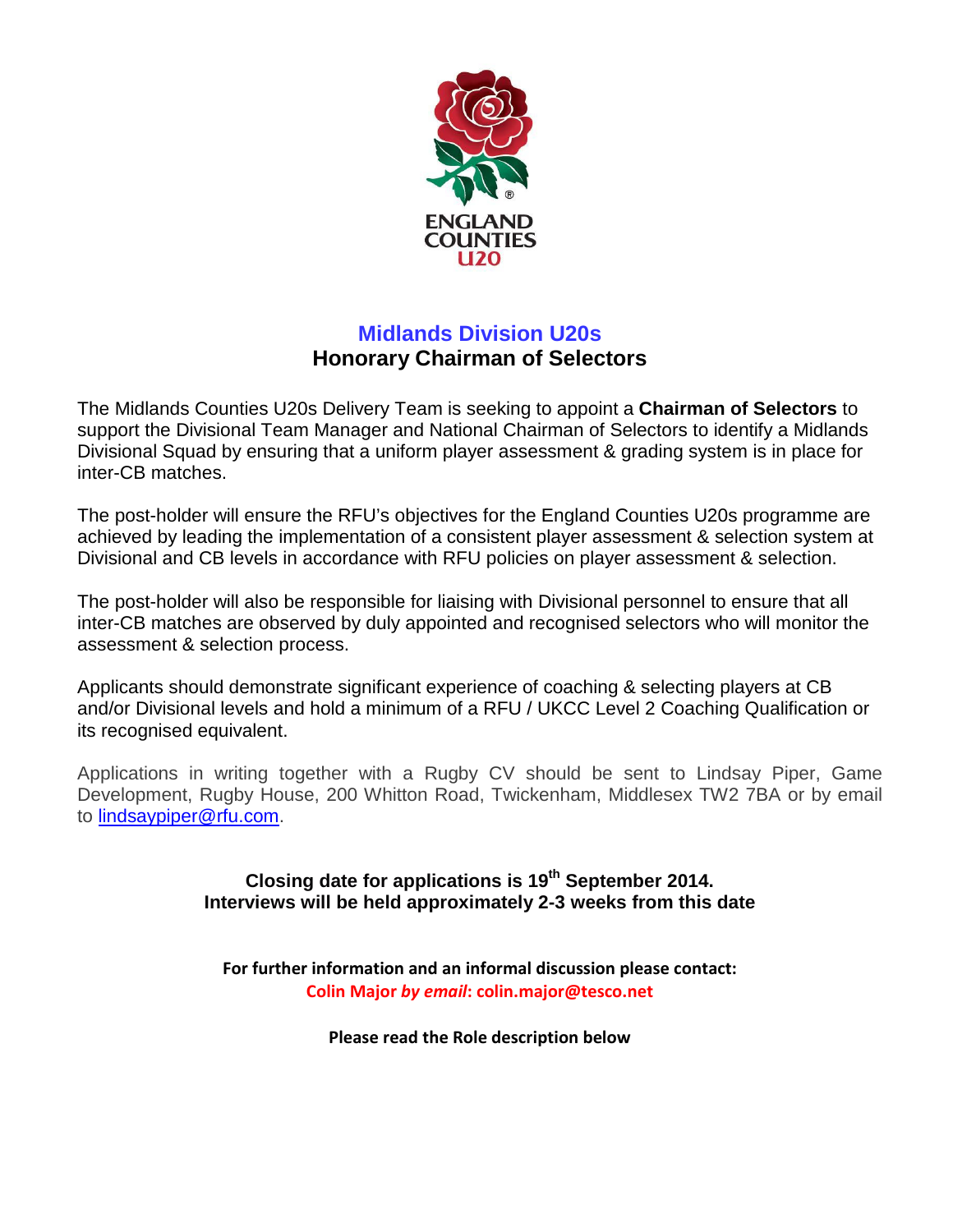ENGLAND COUNTIES U20

## Midlands Division U20s

## Honorary Chairman of Selectors

The Midlands Counties U20s Delivery Team is seeking to appoint a **Chairman of Selectors** to support the Divisional Team Manager and National Chairman of Selectors to identify a Midlands Divisional Squad by ensuring that a uniform player assessment & grading system is in place for inter-CB matches.

The post-holder will ensure the RFU's objectives for the England Counties U20s programme are achieved by leading the implementation of a consistent player assessment & selection system at Divisional and CB levels in accordance with RFU policies on player assessment & selection.

The post-holder will also be responsible for liaising with Divisional personnel to ensure that all inter-CB matches are observed by duly appointed and recognised selectors who will monitor the assessment & selection process.

Applicants should demonstrate significant experience of coaching & selecting players at CB and/or Divisional levels and hold a minimum of a RFU / UKCC Level 2 Coaching Qualification or its recognised equivalent.

Applications in writing together with a Rugby CV should be sent to Lindsay Piper, Game Development, Rugby House, 200 Whitton Road, Twickenham, Middlesex TW2 7BA or by email to lindsaypiper@rfu.com.

**Closing date for applications is 19th September 2014.**
**Interviews will be held approximately 2-3 weeks from this date**

**For further information and an informal discussion please contact:**
**Colin Major *by email*: colin.major@tesco.net**

**Please read the Role description below**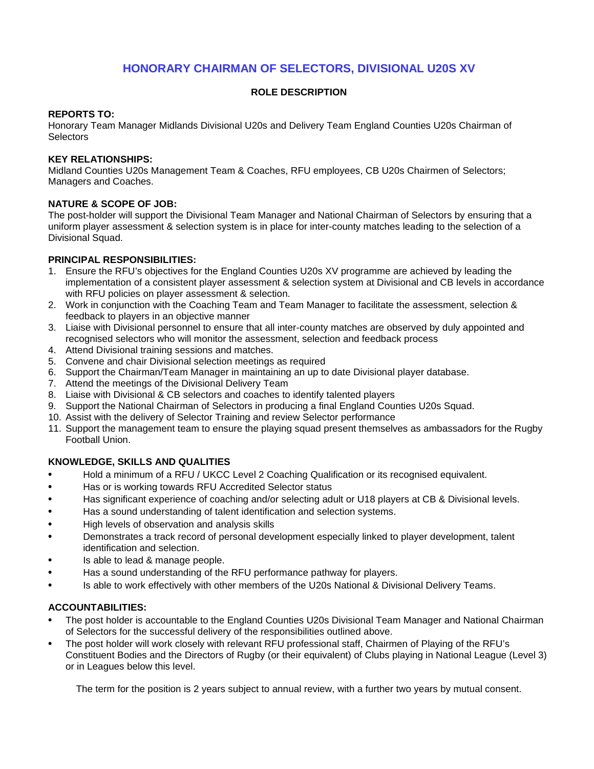# HONORARY CHAIRMAN OF SELECTORS, DIVISIONAL U20S XV

**ROLE DESCRIPTION**

**REPORTS TO:**
Honorary Team Manager Midlands Divisional U20s and Delivery Team England Counties U20s Chairman of Selectors

**KEY RELATIONSHIPS:**
Midland Counties U20s Management Team & Coaches, RFU employees, CB U20s Chairmen of Selectors; Managers and Coaches.

**NATURE & SCOPE OF JOB:**
The post-holder will support the Divisional Team Manager and National Chairman of Selectors by ensuring that a uniform player assessment & selection system is in place for inter-county matches leading to the selection of a Divisional Squad.

**PRINCIPAL RESPONSIBILITIES:**

1. Ensure the RFU's objectives for the England Counties U20s XV programme are achieved by leading the implementation of a consistent player assessment & selection system at Divisional and CB levels in accordance with RFU policies on player assessment & selection.
2. Work in conjunction with the Coaching Team and Team Manager to facilitate the assessment, selection & feedback to players in an objective manner
3. Liaise with Divisional personnel to ensure that all inter-county matches are observed by duly appointed and recognised selectors who will monitor the assessment, selection and feedback process
4. Attend Divisional training sessions and matches.
5. Convene and chair Divisional selection meetings as required
6. Support the Chairman/Team Manager in maintaining an up to date Divisional player database.
7. Attend the meetings of the Divisional Delivery Team
8. Liaise with Divisional & CB selectors and coaches to identify talented players
9. Support the National Chairman of Selectors in producing a final England Counties U20s Squad.
10. Assist with the delivery of Selector Training and review Selector performance
11. Support the management team to ensure the playing squad present themselves as ambassadors for the Rugby Football Union.

**KNOWLEDGE, SKILLS AND QUALITIES**

- Hold a minimum of a RFU / UKCC Level 2 Coaching Qualification or its recognised equivalent.
- Has or is working towards RFU Accredited Selector status
- Has significant experience of coaching and/or selecting adult or U18 players at CB & Divisional levels.
- Has a sound understanding of talent identification and selection systems.
- High levels of observation and analysis skills
- Demonstrates a track record of personal development especially linked to player development, talent identification and selection.
- Is able to lead & manage people.
- Has a sound understanding of the RFU performance pathway for players.
- Is able to work effectively with other members of the U20s National & Divisional Delivery Teams.

**ACCOUNTABILITIES:**

- The post holder is accountable to the England Counties U20s Divisional Team Manager and National Chairman of Selectors for the successful delivery of the responsibilities outlined above.
- The post holder will work closely with relevant RFU professional staff, Chairmen of Playing of the RFU's Constituent Bodies and the Directors of Rugby (or their equivalent) of Clubs playing in National League (Level 3) or in Leagues below this level.

The term for the position is 2 years subject to annual review, with a further two years by mutual consent.